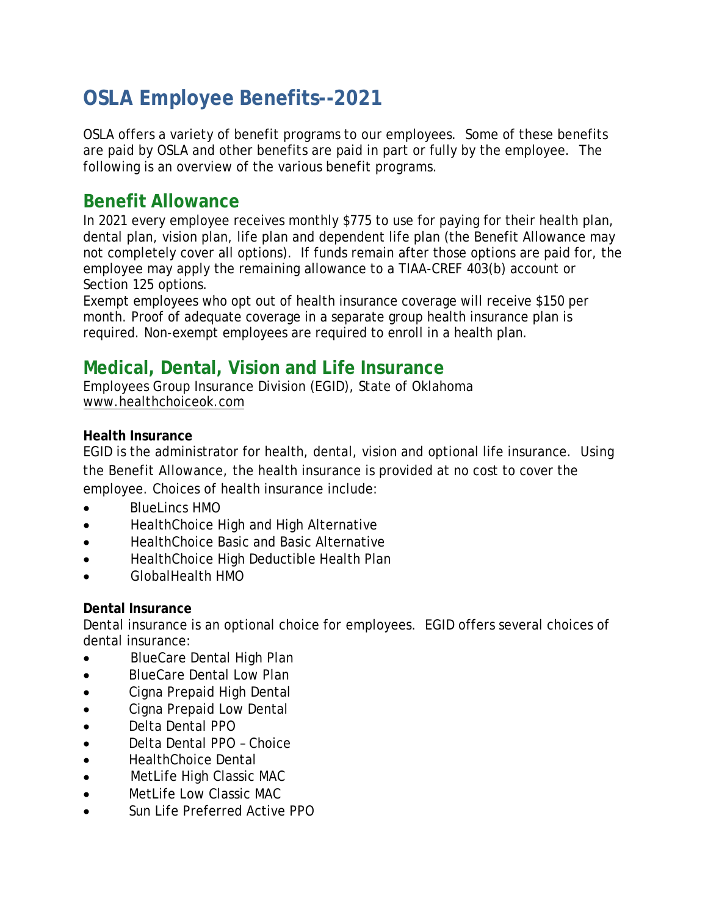# OSLA Employee Benefits--2021

OSLA offers a variety of benefit programs to our employees. Some of these benefits are paid by OSLA and other benefits are paid in part or fully by the employee. The following is an overview of the various benefit programs.

## Benefit Allowance

In 2021 every employee receives monthly $775 to use for paying for their health plan, dental plan, vision plan, life plan and dependent life plan (the Benefit Allowance may not completely cover all options). If funds remain after those options are paid for, the employee may apply the remaining allowance to a TIAA-CREF 403(b) account or Section 125 options.

Exempt employees who opt out of health insurance coverage will receive $150 per month. Proof of adequate coverage in a separate group health insurance plan is required. Non-exempt employees are required to enroll in a health plan.

## Medical, Dental, Vision and Life Insurance

Employees Group Insurance Division (EGID), State of Oklahoma
www.healthchoiceok.com

**Health Insurance**

EGID is the administrator for health, dental, vision and optional life insurance. Using the Benefit Allowance, the health insurance is provided at no cost to cover the employee. Choices of health insurance include:

- BlueLincs HMO
- HealthChoice High and High Alternative
- HealthChoice Basic and Basic Alternative
- HealthChoice High Deductible Health Plan
- GlobalHealth HMO

**Dental Insurance**

Dental insurance is an optional choice for employees. EGID offers several choices of dental insurance:

- BlueCare Dental High Plan
- BlueCare Dental Low Plan
- Cigna Prepaid High Dental
- Cigna Prepaid Low Dental
- Delta Dental PPO
- Delta Dental PPO – Choice
- HealthChoice Dental
- MetLife High Classic MAC
- MetLife Low Classic MAC
- Sun Life Preferred Active PPO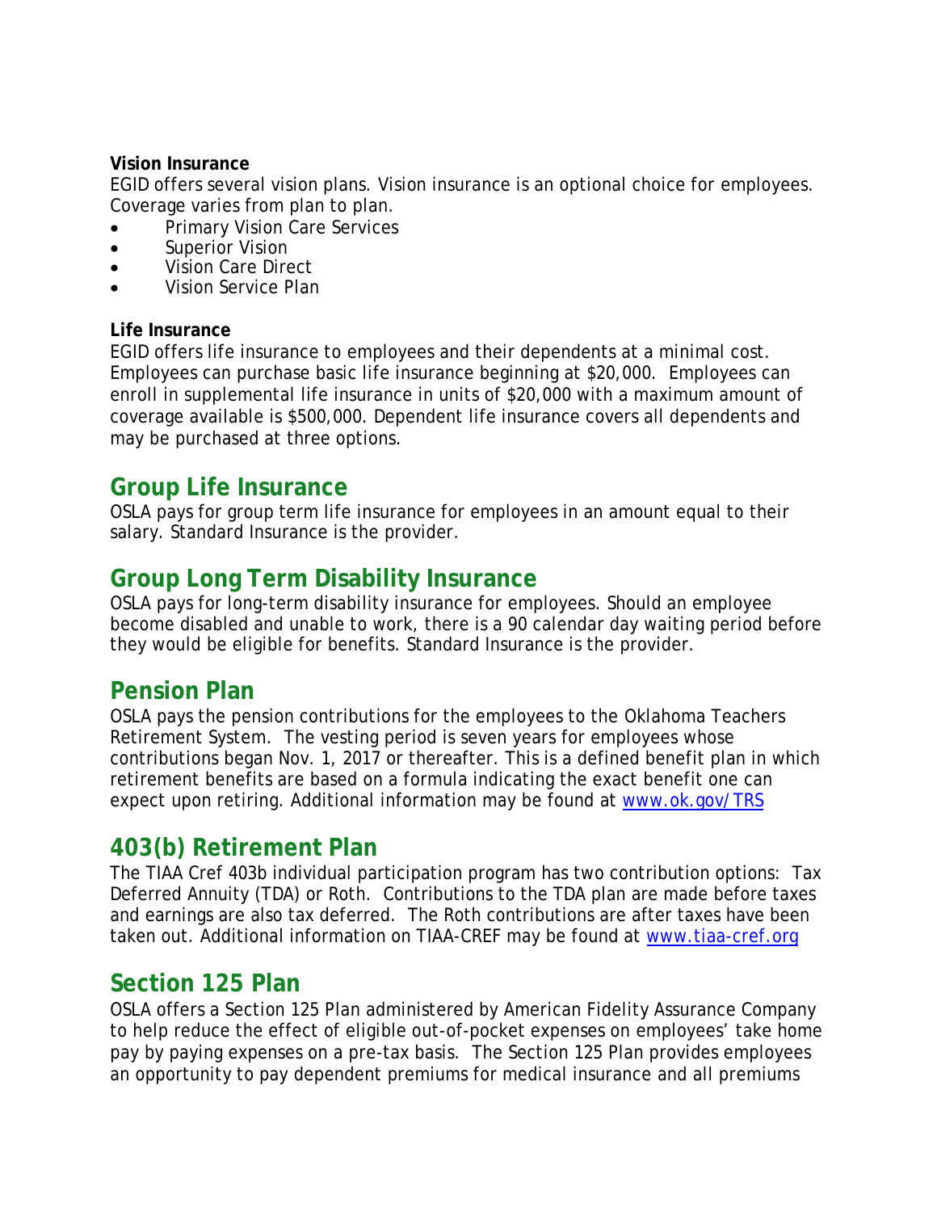**Vision Insurance**
EGID offers several vision plans. Vision insurance is an optional choice for employees. Coverage varies from plan to plan.

- Primary Vision Care Services
- Superior Vision
- Vision Care Direct
- Vision Service Plan

**Life Insurance**
EGID offers life insurance to employees and their dependents at a minimal cost. Employees can purchase basic life insurance beginning at $20,000. Employees can enroll in supplemental life insurance in units of $20,000 with a maximum amount of coverage available is $500,000. Dependent life insurance covers all dependents and may be purchased at three options.

## Group Life Insurance

OSLA pays for group term life insurance for employees in an amount equal to their salary. Standard Insurance is the provider.

## Group Long Term Disability Insurance

OSLA pays for long-term disability insurance for employees. Should an employee become disabled and unable to work, there is a 90 calendar day waiting period before they would be eligible for benefits. Standard Insurance is the provider.

## Pension Plan

OSLA pays the pension contributions for the employees to the Oklahoma Teachers Retirement System. The vesting period is seven years for employees whose contributions began Nov. 1, 2017 or thereafter. This is a defined benefit plan in which retirement benefits are based on a formula indicating the exact benefit one can expect upon retiring. Additional information may be found at [www.ok.gov/TRS](http://www.ok.gov/TRS)

## 403(b) Retirement Plan

The TIAA Cref 403b individual participation program has two contribution options: Tax Deferred Annuity (TDA) or Roth. Contributions to the TDA plan are made before taxes and earnings are also tax deferred. The Roth contributions are after taxes have been taken out. Additional information on TIAA-CREF may be found at [www.tiaa-cref.org](http://www.tiaa-cref.org)

## Section 125 Plan

OSLA offers a Section 125 Plan administered by American Fidelity Assurance Company to help reduce the effect of eligible out-of-pocket expenses on employees' take home pay by paying expenses on a pre-tax basis. The Section 125 Plan provides employees an opportunity to pay dependent premiums for medical insurance and all premiums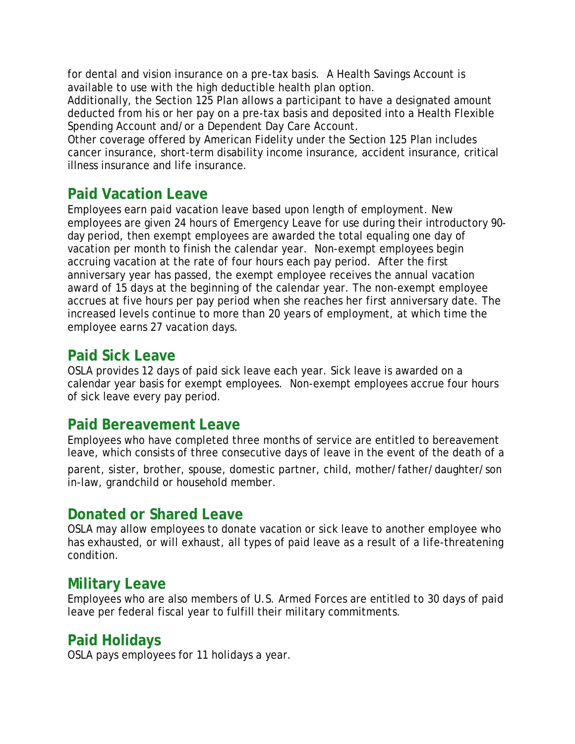for dental and vision insurance on a pre-tax basis. A Health Savings Account is available to use with the high deductible health plan option.

Additionally, the Section 125 Plan allows a participant to have a designated amount deducted from his or her pay on a pre-tax basis and deposited into a Health Flexible Spending Account and/or a Dependent Day Care Account.

Other coverage offered by American Fidelity under the Section 125 Plan includes cancer insurance, short-term disability income insurance, accident insurance, critical illness insurance and life insurance.

## Paid Vacation Leave

Employees earn paid vacation leave based upon length of employment. New employees are given 24 hours of Emergency Leave for use during their introductory 90-day period, then exempt employees are awarded the total equaling one day of vacation per month to finish the calendar year. Non-exempt employees begin accruing vacation at the rate of four hours each pay period. After the first anniversary year has passed, the exempt employee receives the annual vacation award of 15 days at the beginning of the calendar year. The non-exempt employee accrues at five hours per pay period when she reaches her first anniversary date. The increased levels continue to more than 20 years of employment, at which time the employee earns 27 vacation days.

## Paid Sick Leave

OSLA provides 12 days of paid sick leave each year. Sick leave is awarded on a calendar year basis for exempt employees. Non-exempt employees accrue four hours of sick leave every pay period.

## Paid Bereavement Leave

Employees who have completed three months of service are entitled to bereavement leave, which consists of three consecutive days of leave in the event of the death of a parent, sister, brother, spouse, domestic partner, child, mother/father/daughter/son in-law, grandchild or household member.

## Donated or Shared Leave

OSLA may allow employees to donate vacation or sick leave to another employee who has exhausted, or will exhaust, all types of paid leave as a result of a life-threatening condition.

## Military Leave

Employees who are also members of U.S. Armed Forces are entitled to 30 days of paid leave per federal fiscal year to fulfill their military commitments.

## Paid Holidays

OSLA pays employees for 11 holidays a year.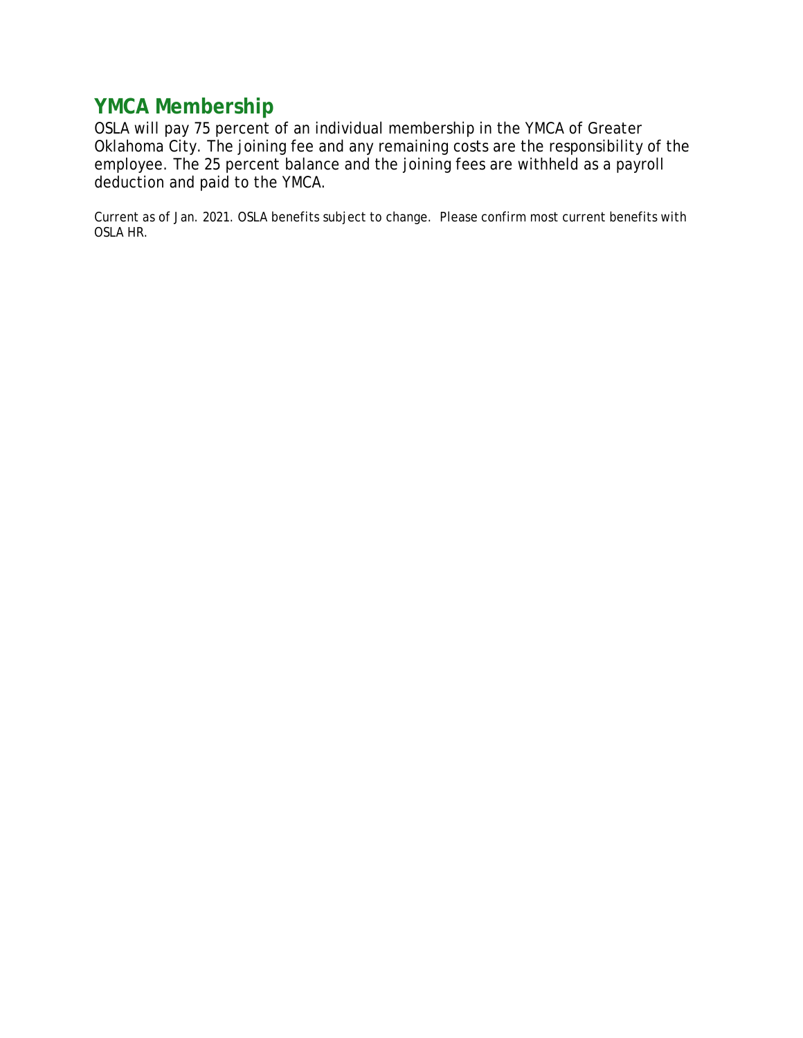## YMCA Membership

OSLA will pay 75 percent of an individual membership in the YMCA of Greater Oklahoma City. The joining fee and any remaining costs are the responsibility of the employee. The 25 percent balance and the joining fees are withheld as a payroll deduction and paid to the YMCA.

Current as of Jan. 2021. OSLA benefits subject to change. Please confirm most current benefits with OSLA HR.